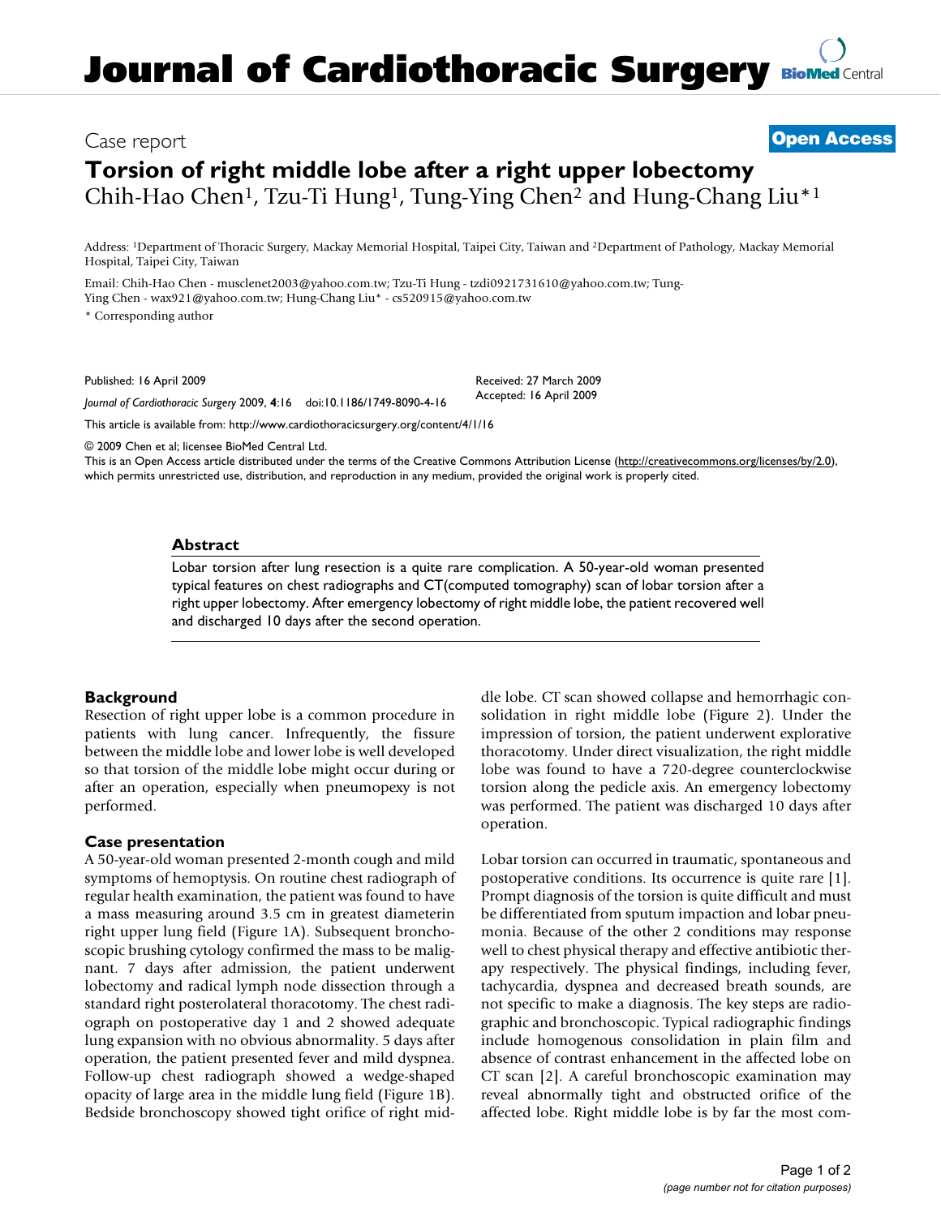# Journal of Cardiothoracic Surgery

Case report

**Open Access**

## Torsion of right middle lobe after a right upper lobectomy

Chih-Hao Chen[1], Tzu-Ti Hung[1], Tung-Ying Chen[2] and Hung-Chang Liu*[1]

Address: [1]Department of Thoracic Surgery, Mackay Memorial Hospital, Taipei City, Taiwan and [2]Department of Pathology, Mackay Memorial Hospital, Taipei City, Taiwan

Email: Chih-Hao Chen - musclenet2003@yahoo.com.tw; Tzu-Ti Hung - tzdi0921731610@yahoo.com.tw; Tung-Ying Chen - wax921@yahoo.com.tw; Hung-Chang Liu* - cs520915@yahoo.com.tw

* Corresponding author

Published: 16 April 2009

*Journal of Cardiothoracic Surgery* 2009, **4**:16 doi:10.1186/1749-8090-4-16

Received: 27 March 2009
Accepted: 16 April 2009

This article is available from: http://www.cardiothoracicsurgery.org/content/4/1/16

© 2009 Chen et al; licensee BioMed Central Ltd.

This is an Open Access article distributed under the terms of the Creative Commons Attribution License (http://creativecommons.org/licenses/by/2.0), which permits unrestricted use, distribution, and reproduction in any medium, provided the original work is properly cited.

### Abstract

Lobar torsion after lung resection is a quite rare complication. A 50-year-old woman presented typical features on chest radiographs and CT(computed tomography) scan of lobar torsion after a right upper lobectomy. After emergency lobectomy of right middle lobe, the patient recovered well and discharged 10 days after the second operation.

### Background

Resection of right upper lobe is a common procedure in patients with lung cancer. Infrequently, the fissure between the middle lobe and lower lobe is well developed so that torsion of the middle lobe might occur during or after an operation, especially when pneumopexy is not performed.

### Case presentation

A 50-year-old woman presented 2-month cough and mild symptoms of hemoptysis. On routine chest radiograph of regular health examination, the patient was found to have a mass measuring around 3.5 cm in greatest diameterin right upper lung field (Figure 1A). Subsequent bronchoscopic brushing cytology confirmed the mass to be malignant. 7 days after admission, the patient underwent lobectomy and radical lymph node dissection through a standard right posterolateral thoracotomy. The chest radiograph on postoperative day 1 and 2 showed adequate lung expansion with no obvious abnormality. 5 days after operation, the patient presented fever and mild dyspnea. Follow-up chest radiograph showed a wedge-shaped opacity of large area in the middle lung field (Figure 1B). Bedside bronchoscopy showed tight orifice of right middle lobe. CT scan showed collapse and hemorrhagic consolidation in right middle lobe (Figure 2). Under the impression of torsion, the patient underwent explorative thoracotomy. Under direct visualization, the right middle lobe was found to have a 720-degree counterclockwise torsion along the pedicle axis. An emergency lobectomy was performed. The patient was discharged 10 days after operation.

Lobar torsion can occurred in traumatic, spontaneous and postoperative conditions. Its occurrence is quite rare [1]. Prompt diagnosis of the torsion is quite difficult and must be differentiated from sputum impaction and lobar pneumonia. Because of the other 2 conditions may response well to chest physical therapy and effective antibiotic therapy respectively. The physical findings, including fever, tachycardia, dyspnea and decreased breath sounds, are not specific to make a diagnosis. The key steps are radiographic and bronchoscopic. Typical radiographic findings include homogenous consolidation in plain film and absence of contrast enhancement in the affected lobe on CT scan [2]. A careful bronchoscopic examination may reveal abnormally tight and obstructed orifice of the affected lobe. Right middle lobe is by far the most com-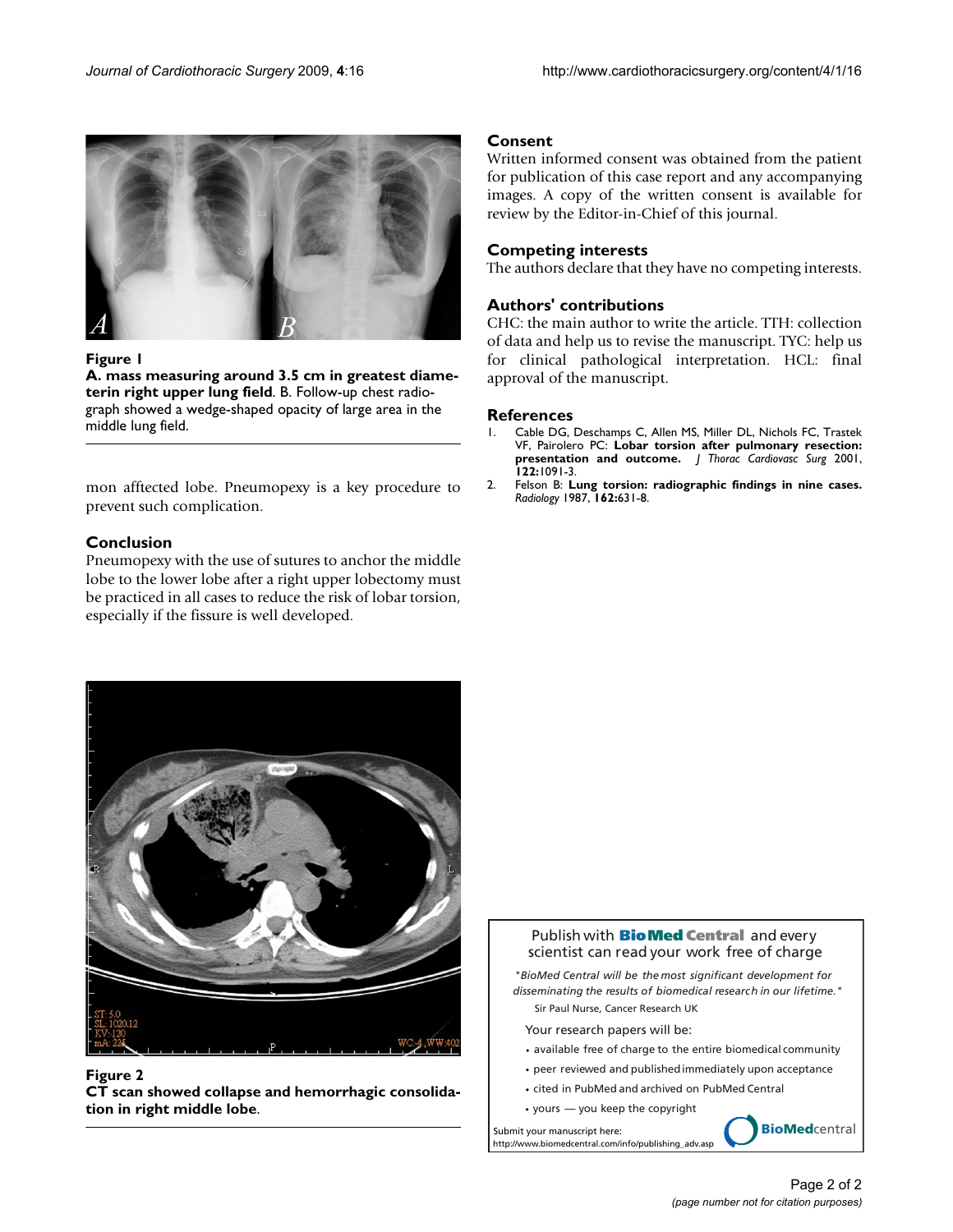**Figure 1**

**A. mass measuring around 3.5 cm in greatest diameterin right upper lung field**. B. Follow-up chest radiograph showed a wedge-shaped opacity of large area in the middle lung field.

mon afftected lobe. Pneumopexy is a key procedure to prevent such complication.

## Conclusion

Pneumopexy with the use of sutures to anchor the middle lobe to the lower lobe after a right upper lobectomy must be practiced in all cases to reduce the risk of lobar torsion, especially if the fissure is well developed.

**Figure 2**

**CT scan showed collapse and hemorrhagic consolidation in right middle lobe**.

## Consent

Written informed consent was obtained from the patient for publication of this case report and any accompanying images. A copy of the written consent is available for review by the Editor-in-Chief of this journal.

## Competing interests

The authors declare that they have no competing interests.

## Authors' contributions

CHC: the main author to write the article. TTH: collection of data and help us to revise the manuscript. TYC: help us for clinical pathological interpretation. HCL: final approval of the manuscript.

## References

1. Cable DG, Deschamps C, Allen MS, Miller DL, Nichols FC, Trastek VF, Pairolero PC: **Lobar torsion after pulmonary resection: presentation and outcome.** *J Thorac Cardiovasc Surg* 2001, **122:**1091-3.
2. Felson B: **Lung torsion: radiographic findings in nine cases.** *Radiology* 1987, **162:**631-8.

Publish with **BioMed Central** and every scientist can read your work free of charge

*"BioMed Central will be the most significant development for disseminating the results of biomedical research in our lifetime."*

Sir Paul Nurse, Cancer Research UK

Your research papers will be:

- available free of charge to the entire biomedical community
- peer reviewed and published immediately upon acceptance
- cited in PubMed and archived on PubMed Central
- yours — you keep the copyright

Submit your manuscript here:
http://www.biomedcentral.com/info/publishing_adv.asp

BioMedcentral